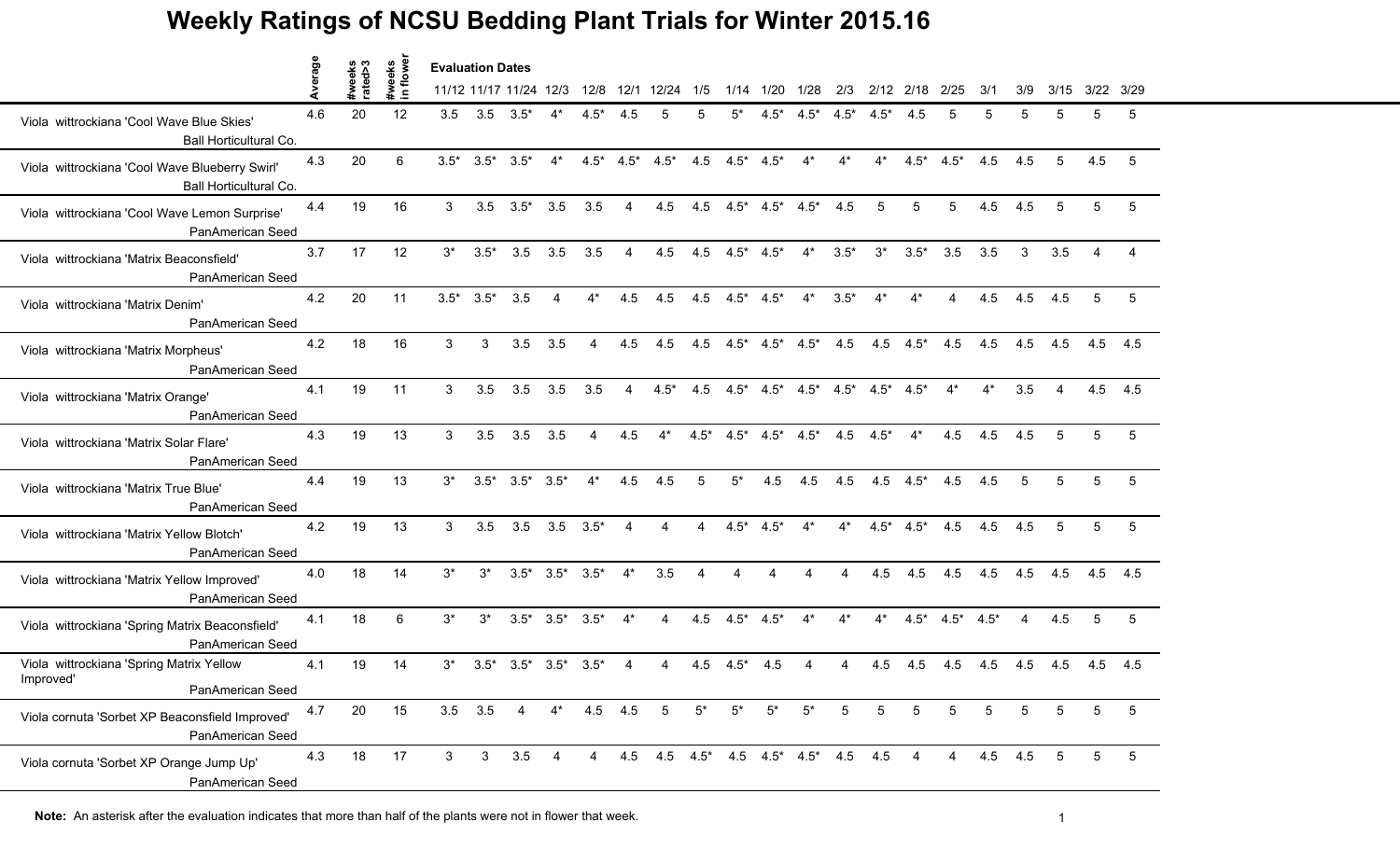# Weekly Ratings of NCSU Bedding Plant Trials for Winter 2015.16

| | Average | #weeks rated>3 | #weeks in flower | 11/12 | 11/17 | 11/24 | 12/3 | 12/8 | 12/1 | 12/24 | 1/5 | 1/14 | 1/20 | 1/28 | 2/3 | 2/12 | 2/18 | 2/25 | 3/1 | 3/9 | 3/15 | 3/22 | 3/29 |
|---|---|---|---|---|---|---|---|---|---|---|---|---|---|---|---|---|---|---|---|---|---|---|---|
| | | | | **Evaluation Dates** | | | | | | | | | | | | | | | | | | | |
| Viola wittrockiana 'Cool Wave Blue Skies' Ball Horticultural Co. | 4.6 | 20 | 12 | 3.5 | 3.5 | 3.5* | 4* | 4.5* | 4.5 | 5 | 5 | 5* | 4.5* | 4.5* | 4.5* | 4.5* | 4.5 | 5 | 5 | 5 | 5 | 5 | 5 |
| Viola wittrockiana 'Cool Wave Blueberry Swirl' Ball Horticultural Co. | 4.3 | 20 | 6 | 3.5* | 3.5* | 3.5* | 4* | 4.5* | 4.5* | 4.5* | 4.5 | 4.5* | 4.5* | 4* | 4* | 4* | 4.5* | 4.5* | 4.5 | 4.5 | 5 | 4.5 | 5 |
| Viola wittrockiana 'Cool Wave Lemon Surprise' PanAmerican Seed | 4.4 | 19 | 16 | 3 | 3.5 | 3.5* | 3.5 | 3.5 | 4 | 4.5 | 4.5 | 4.5* | 4.5* | 4.5* | 4.5 | 5 | 5 | 5 | 4.5 | 4.5 | 5 | 5 | 5 |
| Viola wittrockiana 'Matrix Beaconsfield' PanAmerican Seed | 3.7 | 17 | 12 | 3* | 3.5* | 3.5 | 3.5 | 3.5 | 4 | 4.5 | 4.5 | 4.5* | 4.5* | 4* | 3.5* | 3* | 3.5* | 3.5 | 3.5 | 3 | 3.5 | 4 | 4 |
| Viola wittrockiana 'Matrix Denim' PanAmerican Seed | 4.2 | 20 | 11 | 3.5* | 3.5* | 3.5 | 4 | 4* | 4.5 | 4.5 | 4.5 | 4.5* | 4.5* | 4* | 3.5* | 4* | 4* | 4 | 4.5 | 4.5 | 4.5 | 5 | 5 |
| Viola wittrockiana 'Matrix Morpheus' PanAmerican Seed | 4.2 | 18 | 16 | 3 | 3 | 3.5 | 3.5 | 4 | 4.5 | 4.5 | 4.5 | 4.5* | 4.5* | 4.5* | 4.5 | 4.5 | 4.5* | 4.5 | 4.5 | 4.5 | 4.5 | 4.5 | 4.5 |
| Viola wittrockiana 'Matrix Orange' PanAmerican Seed | 4.1 | 19 | 11 | 3 | 3.5 | 3.5 | 3.5 | 3.5 | 4 | 4.5* | 4.5 | 4.5* | 4.5* | 4.5* | 4.5* | 4.5* | 4.5* | 4* | 4* | 3.5 | 4 | 4.5 | 4.5 |
| Viola wittrockiana 'Matrix Solar Flare' PanAmerican Seed | 4.3 | 19 | 13 | 3 | 3.5 | 3.5 | 3.5 | 4 | 4.5 | 4* | 4.5* | 4.5* | 4.5* | 4.5* | 4.5 | 4.5* | 4* | 4.5 | 4.5 | 4.5 | 5 | 5 | 5 |
| Viola wittrockiana 'Matrix True Blue' PanAmerican Seed | 4.4 | 19 | 13 | 3* | 3.5* | 3.5* | 3.5* | 4* | 4.5 | 4.5 | 5 | 5* | 4.5 | 4.5 | 4.5 | 4.5 | 4.5* | 4.5 | 4.5 | 5 | 5 | 5 | 5 |
| Viola wittrockiana 'Matrix Yellow Blotch' PanAmerican Seed | 4.2 | 19 | 13 | 3 | 3.5 | 3.5 | 3.5 | 3.5* | 4 | 4 | 4 | 4.5* | 4.5* | 4* | 4* | 4.5* | 4.5* | 4.5 | 4.5 | 4.5 | 5 | 5 | 5 |
| Viola wittrockiana 'Matrix Yellow Improved' PanAmerican Seed | 4.0 | 18 | 14 | 3* | 3* | 3.5* | 3.5* | 3.5* | 4* | 3.5 | 4 | 4 | 4 | 4 | 4 | 4.5 | 4.5 | 4.5 | 4.5 | 4.5 | 4.5 | 4.5 | 4.5 |
| Viola wittrockiana 'Spring Matrix Beaconsfield' PanAmerican Seed | 4.1 | 18 | 6 | 3* | 3* | 3.5* | 3.5* | 3.5* | 4* | 4 | 4.5 | 4.5* | 4.5* | 4* | 4* | 4* | 4.5* | 4.5* | 4.5* | 4 | 4.5 | 5 | 5 |
| Viola wittrockiana 'Spring Matrix Yellow Improved' PanAmerican Seed | 4.1 | 19 | 14 | 3* | 3.5* | 3.5* | 3.5* | 3.5* | 4 | 4 | 4.5 | 4.5* | 4.5 | 4 | 4 | 4.5 | 4.5 | 4.5 | 4.5 | 4.5 | 4.5 | 4.5 | 4.5 |
| Viola cornuta 'Sorbet XP Beaconsfield Improved' PanAmerican Seed | 4.7 | 20 | 15 | 3.5 | 3.5 | 4 | 4* | 4.5 | 4.5 | 5 | 5* | 5* | 5* | 5* | 5 | 5 | 5 | 5 | 5 | 5 | 5 | 5 | 5 |
| Viola cornuta 'Sorbet XP Orange Jump Up' PanAmerican Seed | 4.3 | 18 | 17 | 3 | 3 | 3.5 | 4 | 4 | 4.5 | 4.5 | 4.5* | 4.5 | 4.5* | 4.5* | 4.5 | 4.5 | 4 | 4 | 4.5 | 4.5 | 5 | 5 | 5 |

**Note:** An asterisk after the evaluation indicates that more than half of the plants were not in flower that week.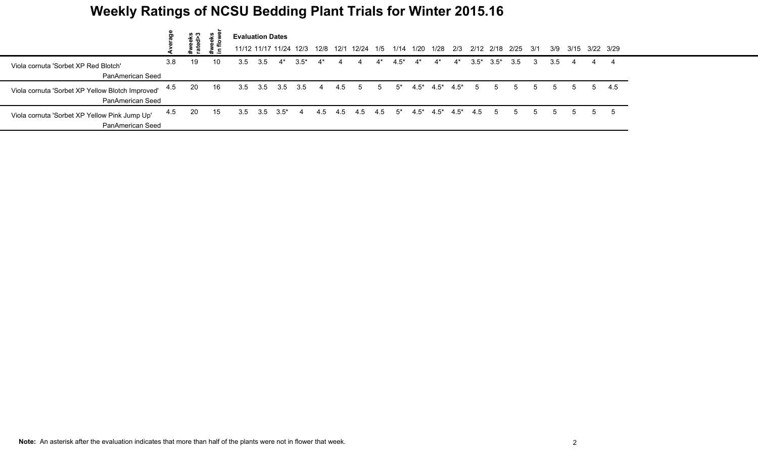# Weekly Ratings of NCSU Bedding Plant Trials for Winter 2015.16

| | Average | #weeks rated>3 | #weeks in flower | 11/12 | 11/17 | 11/24 | 12/3 | 12/8 | 12/1 | 12/24 | 1/5 | 1/14 | 1/20 | 1/28 | 2/3 | 2/12 | 2/18 | 2/25 | 3/1 | 3/9 | 3/15 | 3/22 | 3/29 |
|---|---|---|---|---|---|---|---|---|---|---|---|---|---|---|---|---|---|---|---|---|---|---|---|
| Viola cornuta 'Sorbet XP Red Blotch' PanAmerican Seed | 3.8 | 19 | 10 | 3.5 | 3.5 | 4* | 3.5* | 4* | 4 | 4 | 4* | 4.5* | 4* | 4* | 4* | 3.5* | 3.5* | 3.5 | 3 | 3.5 | 4 | 4 | 4 |
| Viola cornuta 'Sorbet XP Yellow Blotch Improved' PanAmerican Seed | 4.5 | 20 | 16 | 3.5 | 3.5 | 3.5 | 3.5 | 4 | 4.5 | 5 | 5 | 5* | 4.5* | 4.5* | 4.5* | 5 | 5 | 5 | 5 | 5 | 5 | 5 | 4.5 |
| Viola cornuta 'Sorbet XP Yellow Pink Jump Up' PanAmerican Seed | 4.5 | 20 | 15 | 3.5 | 3.5 | 3.5* | 4 | 4.5 | 4.5 | 4.5 | 4.5 | 5* | 4.5* | 4.5* | 4.5* | 4.5 | 5 | 5 | 5 | 5 | 5 | 5 | 5 |

**Note:** An asterisk after the evaluation indicates that more than half of the plants were not in flower that week.